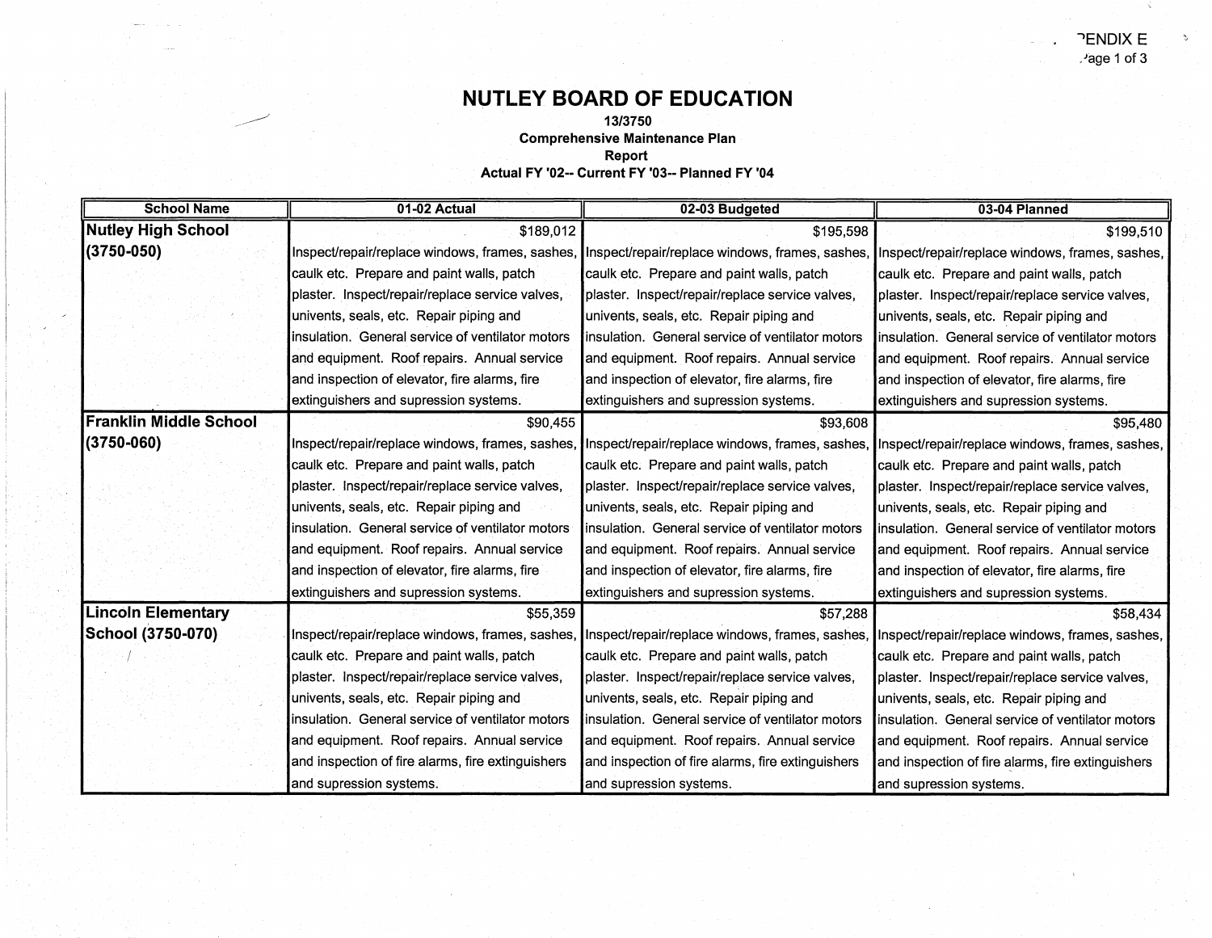# NUTLEY BOARD OF EDUCATION

**13/3750**
**Comprehensive Maintenance Plan**
**Report**
**Actual FY '02-- Current FY '03-- Planned FY '04**

| School Name | 01-02 Actual | 02-03 Budgeted | 03-04 Planned |
|---|---|---|---|
| **Nutley High School (3750-050)** | $189,012 Inspect/repair/replace windows, frames, sashes, caulk etc. Prepare and paint walls, patch plaster. Inspect/repair/replace service valves, univents, seals, etc. Repair piping and insulation. General service of ventilator motors and equipment. Roof repairs. Annual service and inspection of elevator, fire alarms, fire extinguishers and supression systems. | $195,598 Inspect/repair/replace windows, frames, sashes, caulk etc. Prepare and paint walls, patch plaster. Inspect/repair/replace service valves, univents, seals, etc. Repair piping and insulation. General service of ventilator motors and equipment. Roof repairs. Annual service and inspection of elevator, fire alarms, fire extinguishers and supression systems. | $199,510 Inspect/repair/replace windows, frames, sashes, caulk etc. Prepare and paint walls, patch plaster. Inspect/repair/replace service valves, univents, seals, etc. Repair piping and insulation. General service of ventilator motors and equipment. Roof repairs. Annual service and inspection of elevator, fire alarms, fire extinguishers and supression systems. |
| **Franklin Middle School (3750-060)** | $90,455 Inspect/repair/replace windows, frames, sashes, caulk etc. Prepare and paint walls, patch plaster. Inspect/repair/replace service valves, univents, seals, etc. Repair piping and insulation. General service of ventilator motors and equipment. Roof repairs. Annual service and inspection of elevator, fire alarms, fire extinguishers and supression systems. | $93,608 Inspect/repair/replace windows, frames, sashes, caulk etc. Prepare and paint walls, patch plaster. Inspect/repair/replace service valves, univents, seals, etc. Repair piping and insulation. General service of ventilator motors and equipment. Roof repairs. Annual service and inspection of elevator, fire alarms, fire extinguishers and supression systems. | $95,480 Inspect/repair/replace windows, frames, sashes, caulk etc. Prepare and paint walls, patch plaster. Inspect/repair/replace service valves, univents, seals, etc. Repair piping and insulation. General service of ventilator motors and equipment. Roof repairs. Annual service and inspection of elevator, fire alarms, fire extinguishers and supression systems. |
| **Lincoln Elementary School (3750-070)** | $55,359 Inspect/repair/replace windows, frames, sashes, caulk etc. Prepare and paint walls, patch plaster. Inspect/repair/replace service valves, univents, seals, etc. Repair piping and insulation. General service of ventilator motors and equipment. Roof repairs. Annual service and inspection of fire alarms, fire extinguishers and supression systems. | $57,288 Inspect/repair/replace windows, frames, sashes, caulk etc. Prepare and paint walls, patch plaster. Inspect/repair/replace service valves, univents, seals, etc. Repair piping and insulation. General service of ventilator motors and equipment. Roof repairs. Annual service and inspection of fire alarms, fire extinguishers and supression systems. | $58,434 Inspect/repair/replace windows, frames, sashes, caulk etc. Prepare and paint walls, patch plaster. Inspect/repair/replace service valves, univents, seals, etc. Repair piping and insulation. General service of ventilator motors and equipment. Roof repairs. Annual service and inspection of fire alarms, fire extinguishers and supression systems. |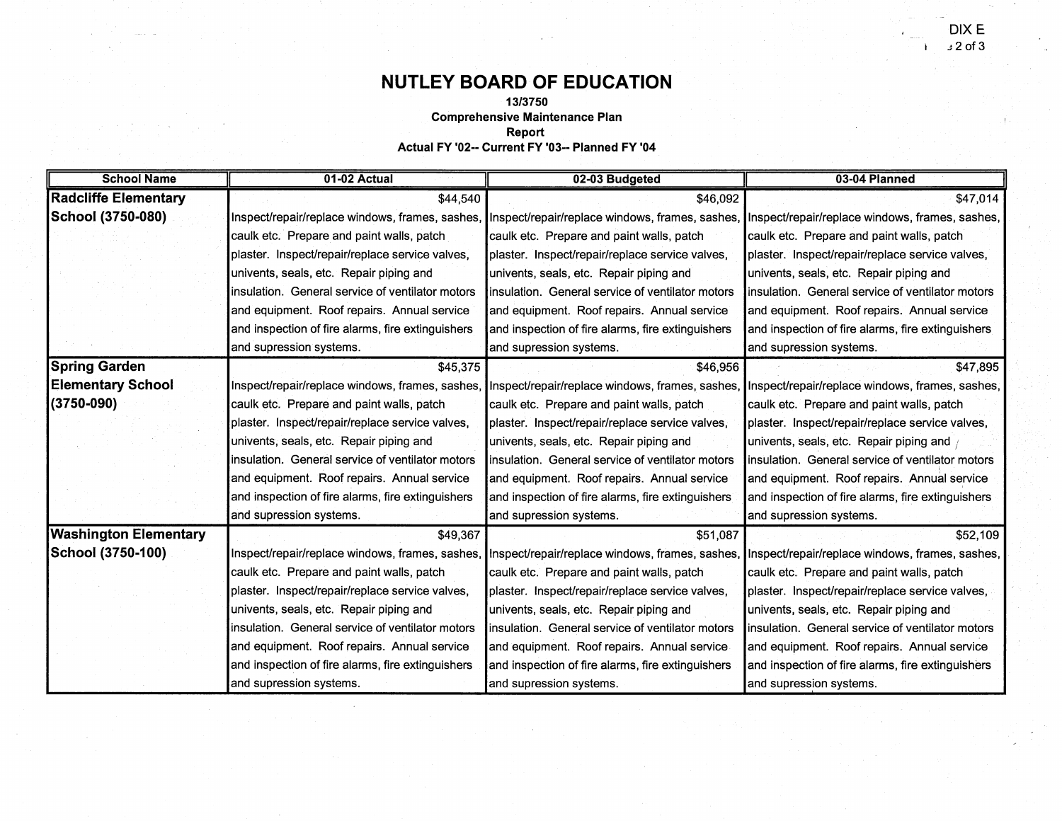# NUTLEY BOARD OF EDUCATION

**13/3750**
**Comprehensive Maintenance Plan**
**Report**
**Actual FY '02-- Current FY '03-- Planned FY '04**

| School Name | 01-02 Actual | 02-03 Budgeted | 03-04 Planned |
|---|---|---|---|
| **Radcliffe Elementary School (3750-080)** | $44,540<br>Inspect/repair/replace windows, frames, sashes, caulk etc. Prepare and paint walls, patch plaster. Inspect/repair/replace service valves, univents, seals, etc. Repair piping and insulation. General service of ventilator motors and equipment. Roof repairs. Annual service and inspection of fire alarms, fire extinguishers and supression systems. | $46,092<br>Inspect/repair/replace windows, frames, sashes, caulk etc. Prepare and paint walls, patch plaster. Inspect/repair/replace service valves, univents, seals, etc. Repair piping and insulation. General service of ventilator motors and equipment. Roof repairs. Annual service and inspection of fire alarms, fire extinguishers and supression systems. | $47,014<br>Inspect/repair/replace windows, frames, sashes, caulk etc. Prepare and paint walls, patch plaster. Inspect/repair/replace service valves, univents, seals, etc. Repair piping and insulation. General service of ventilator motors and equipment. Roof repairs. Annual service and inspection of fire alarms, fire extinguishers and supression systems. |
| **Spring Garden Elementary School (3750-090)** | $45,375<br>Inspect/repair/replace windows, frames, sashes, caulk etc. Prepare and paint walls, patch plaster. Inspect/repair/replace service valves, univents, seals, etc. Repair piping and insulation. General service of ventilator motors and equipment. Roof repairs. Annual service and inspection of fire alarms, fire extinguishers and supression systems. | $46,956<br>Inspect/repair/replace windows, frames, sashes, caulk etc. Prepare and paint walls, patch plaster. Inspect/repair/replace service valves, univents, seals, etc. Repair piping and insulation. General service of ventilator motors and equipment. Roof repairs. Annual service and inspection of fire alarms, fire extinguishers and supression systems. | $47,895<br>Inspect/repair/replace windows, frames, sashes, caulk etc. Prepare and paint walls, patch plaster. Inspect/repair/replace service valves, univents, seals, etc. Repair piping and insulation. General service of ventilator motors and equipment. Roof repairs. Annual service and inspection of fire alarms, fire extinguishers and supression systems. |
| **Washington Elementary School (3750-100)** | $49,367<br>Inspect/repair/replace windows, frames, sashes, caulk etc. Prepare and paint walls, patch plaster. Inspect/repair/replace service valves, univents, seals, etc. Repair piping and insulation. General service of ventilator motors and equipment. Roof repairs. Annual service and inspection of fire alarms, fire extinguishers and supression systems. | $51,087<br>Inspect/repair/replace windows, frames, sashes, caulk etc. Prepare and paint walls, patch plaster. Inspect/repair/replace service valves, univents, seals, etc. Repair piping and insulation. General service of ventilator motors and equipment. Roof repairs. Annual service and inspection of fire alarms, fire extinguishers and supression systems. | $52,109<br>Inspect/repair/replace windows, frames, sashes, caulk etc. Prepare and paint walls, patch plaster. Inspect/repair/replace service valves, univents, seals, etc. Repair piping and insulation. General service of ventilator motors and equipment. Roof repairs. Annual service and inspection of fire alarms, fire extinguishers and supression systems. |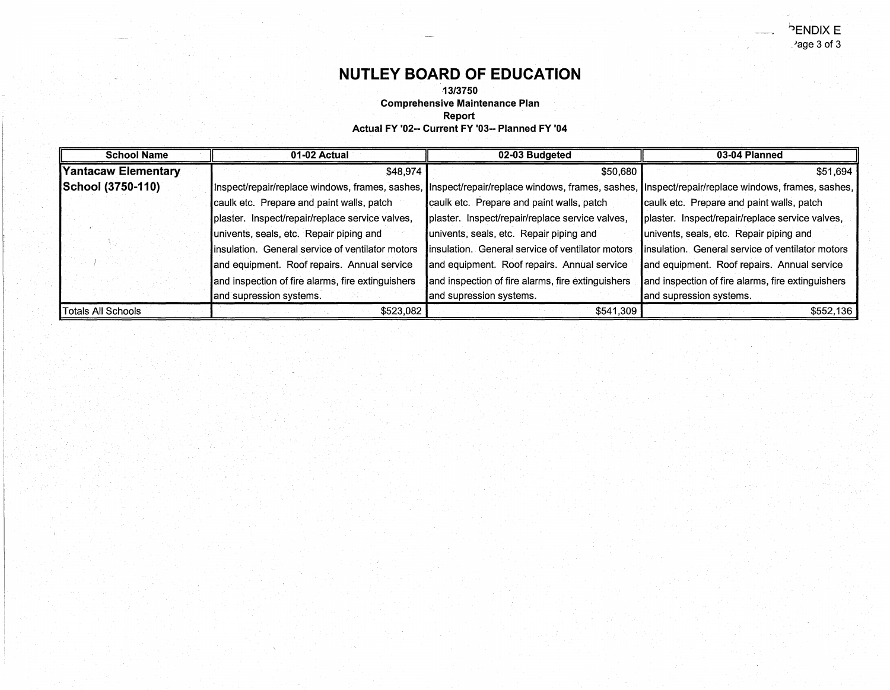# NUTLEY BOARD OF EDUCATION

**13/3750**
**Comprehensive Maintenance Plan**
**Report**
**Actual FY '02-- Current FY '03-- Planned FY '04**

| School Name | 01-02 Actual | 02-03 Budgeted | 03-04 Planned |
|---|---|---|---|
| **Yantacaw Elementary School (3750-110)** | $48,974 Inspect/repair/replace windows, frames, sashes, caulk etc. Prepare and paint walls, patch plaster. Inspect/repair/replace service valves, univents, seals, etc. Repair piping and insulation. General service of ventilator motors and equipment. Roof repairs. Annual service and inspection of fire alarms, fire extinguishers and supression systems. | $50,680 Inspect/repair/replace windows, frames, sashes, caulk etc. Prepare and paint walls, patch plaster. Inspect/repair/replace service valves, univents, seals, etc. Repair piping and insulation. General service of ventilator motors and equipment. Roof repairs. Annual service and inspection of fire alarms, fire extinguishers and supression systems. | $51,694 Inspect/repair/replace windows, frames, sashes, caulk etc. Prepare and paint walls, patch plaster. Inspect/repair/replace service valves, univents, seals, etc. Repair piping and insulation. General service of ventilator motors and equipment. Roof repairs. Annual service and inspection of fire alarms, fire extinguishers and supression systems. |
| Totals All Schools | $523,082 | $541,309 | $552,136 |